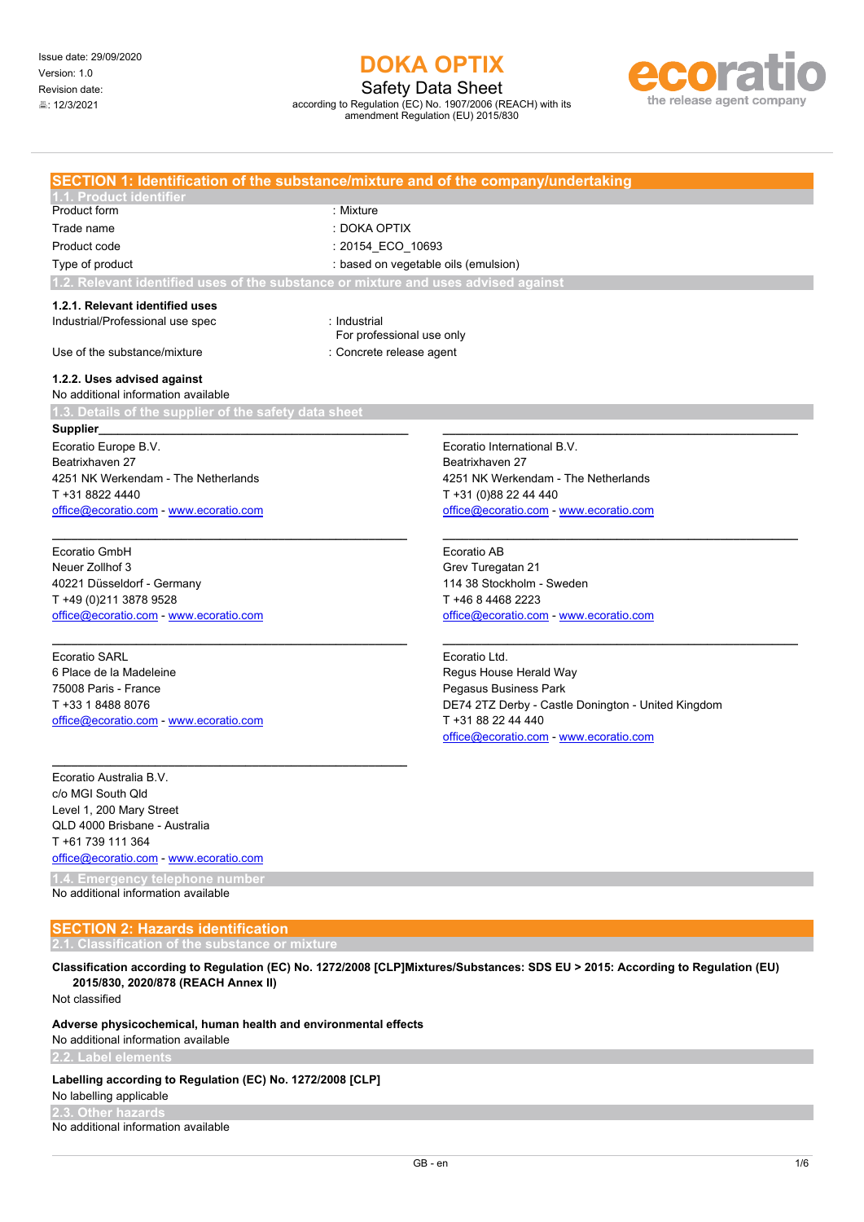Issue date: 29/09/2020
Version: 1.0
Revision date:
: 12/3/2021

# DOKA OPTIX

Safety Data Sheet

according to Regulation (EC) No. 1907/2006 (REACH) with its amendment Regulation (EU) 2015/830

## SECTION 1: Identification of the substance/mixture and of the company/undertaking

### 1.1. Product identifier

| | |
|---|---|
| Product form | : Mixture |
| Trade name | : DOKA OPTIX |
| Product code | : 20154_ECO_10693 |
| Type of product | : based on vegetable oils (emulsion) |

### 1.2. Relevant identified uses of the substance or mixture and uses advised against

**1.2.1. Relevant identified uses**

| | |
|---|---|
| Industrial/Professional use spec | : Industrial<br>For professional use only |
| Use of the substance/mixture | : Concrete release agent |

**1.2.2. Uses advised against**

No additional information available

### 1.3. Details of the supplier of the safety data sheet

**Supplier**

Ecoratio Europe B.V.
Beatrixhaven 27
4251 NK Werkendam - The Netherlands
T +31 8822 4440
office@ecoratio.com - www.ecoratio.com

Ecoratio International B.V.
Beatrixhaven 27
4251 NK Werkendam - The Netherlands
T +31 (0)88 22 44 440
office@ecoratio.com - www.ecoratio.com

Ecoratio GmbH
Neuer Zollhof 3
40221 Düsseldorf - Germany
T +49 (0)211 3878 9528
office@ecoratio.com - www.ecoratio.com

Ecoratio AB
Grev Turegatan 21
114 38 Stockholm - Sweden
T +46 8 4468 2223
office@ecoratio.com - www.ecoratio.com

Ecoratio SARL
6 Place de la Madeleine
75008 Paris - France
T +33 1 8488 8076
office@ecoratio.com - www.ecoratio.com

Ecoratio Ltd.
Regus House Herald Way
Pegasus Business Park
DE74 2TZ Derby - Castle Donington - United Kingdom
T +31 88 22 44 440
office@ecoratio.com - www.ecoratio.com

Ecoratio Australia B.V.
c/o MGI South Qld
Level 1, 200 Mary Street
QLD 4000 Brisbane - Australia
T +61 739 111 364
office@ecoratio.com - www.ecoratio.com

### 1.4. Emergency telephone number

No additional information available

## SECTION 2: Hazards identification

### 2.1. Classification of the substance or mixture

**Classification according to Regulation (EC) No. 1272/2008 [CLP]Mixtures/Substances: SDS EU > 2015: According to Regulation (EU) 2015/830, 2020/878 (REACH Annex II)**

Not classified

**Adverse physicochemical, human health and environmental effects**

No additional information available

### 2.2. Label elements

**Labelling according to Regulation (EC) No. 1272/2008 [CLP]**

No labelling applicable

### 2.3. Other hazards

No additional information available

GB - en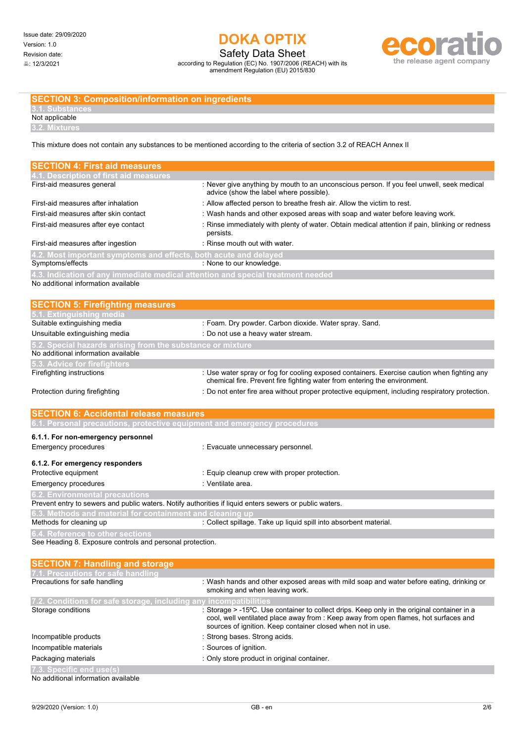## SECTION 3: Composition/information on ingredients

### 3.1. Substances

Not applicable

### 3.2. Mixtures

This mixture does not contain any substances to be mentioned according to the criteria of section 3.2 of REACH Annex II

## SECTION 4: First aid measures

### 4.1. Description of first aid measures

| | |
|---|---|
| First-aid measures general | : Never give anything by mouth to an unconscious person. If you feel unwell, seek medical advice (show the label where possible). |
| First-aid measures after inhalation | : Allow affected person to breathe fresh air. Allow the victim to rest. |
| First-aid measures after skin contact | : Wash hands and other exposed areas with soap and water before leaving work. |
| First-aid measures after eye contact | : Rinse immediately with plenty of water. Obtain medical attention if pain, blinking or redness persists. |
| First-aid measures after ingestion | : Rinse mouth out with water. |

### 4.2. Most important symptoms and effects, both acute and delayed

| | |
|---|---|
| Symptoms/effects | : None to our knowledge. |

### 4.3. Indication of any immediate medical attention and special treatment needed

No additional information available

## SECTION 5: Firefighting measures

### 5.1. Extinguishing media

| | |
|---|---|
| Suitable extinguishing media | : Foam. Dry powder. Carbon dioxide. Water spray. Sand. |
| Unsuitable extinguishing media | : Do not use a heavy water stream. |

### 5.2. Special hazards arising from the substance or mixture

No additional information available

### 5.3. Advice for firefighters

| | |
|---|---|
| Firefighting instructions | : Use water spray or fog for cooling exposed containers. Exercise caution when fighting any chemical fire. Prevent fire fighting water from entering the environment. |
| Protection during firefighting | : Do not enter fire area without proper protective equipment, including respiratory protection. |

## SECTION 6: Accidental release measures

### 6.1. Personal precautions, protective equipment and emergency procedures

**6.1.1. For non-emergency personnel**

| | |
|---|---|
| Emergency procedures | : Evacuate unnecessary personnel. |

**6.1.2. For emergency responders**

| | |
|---|---|
| Protective equipment | : Equip cleanup crew with proper protection. |
| Emergency procedures | : Ventilate area. |

### 6.2. Environmental precautions

Prevent entry to sewers and public waters. Notify authorities if liquid enters sewers or public waters.

### 6.3. Methods and material for containment and cleaning up

| | |
|---|---|
| Methods for cleaning up | : Collect spillage. Take up liquid spill into absorbent material. |

### 6.4. Reference to other sections

See Heading 8. Exposure controls and personal protection.

## SECTION 7: Handling and storage

### 7.1. Precautions for safe handling

| | |
|---|---|
| Precautions for safe handling | : Wash hands and other exposed areas with mild soap and water before eating, drinking or smoking and when leaving work. |

### 7.2. Conditions for safe storage, including any incompatibilities

| | |
|---|---|
| Storage conditions | : Storage > -15ºC. Use container to collect drips. Keep only in the original container in a cool, well ventilated place away from : Keep away from open flames, hot surfaces and sources of ignition. Keep container closed when not in use. |
| Incompatible products | : Strong bases. Strong acids. |
| Incompatible materials | : Sources of ignition. |
| Packaging materials | : Only store product in original container. |

### 7.3. Specific end use(s)

No additional information available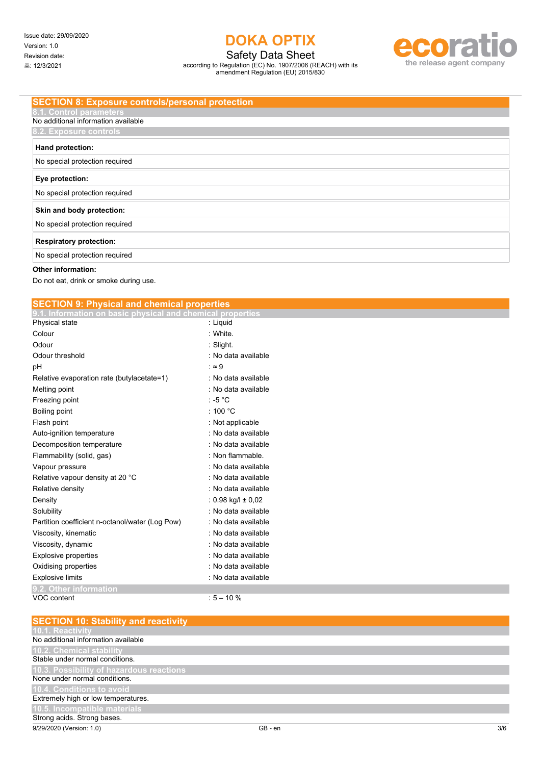## SECTION 8: Exposure controls/personal protection

### 8.1. Control parameters

No additional information available

### 8.2. Exposure controls

| **Hand protection:** |
|---|
| No special protection required |

| **Eye protection:** |
|---|
| No special protection required |

| **Skin and body protection:** |
|---|
| No special protection required |

| **Respiratory protection:** |
|---|
| No special protection required |

**Other information:**

Do not eat, drink or smoke during use.

## SECTION 9: Physical and chemical properties

### 9.1. Information on basic physical and chemical properties

| Property | Value |
|---|---|
| Physical state | : Liquid |
| Colour | : White. |
| Odour | : Slight. |
| Odour threshold | : No data available |
| pH | : ≈ 9 |
| Relative evaporation rate (butylacetate=1) | : No data available |
| Melting point | : No data available |
| Freezing point | : -5 °C |
| Boiling point | : 100 °C |
| Flash point | : Not applicable |
| Auto-ignition temperature | : No data available |
| Decomposition temperature | : No data available |
| Flammability (solid, gas) | : Non flammable. |
| Vapour pressure | : No data available |
| Relative vapour density at 20 °C | : No data available |
| Relative density | : No data available |
| Density | : 0.98 kg/l ± 0,02 |
| Solubility | : No data available |
| Partition coefficient n-octanol/water (Log Pow) | : No data available |
| Viscosity, kinematic | : No data available |
| Viscosity, dynamic | : No data available |
| Explosive properties | : No data available |
| Oxidising properties | : No data available |
| Explosive limits | : No data available |

### 9.2. Other information

| Property | Value |
|---|---|
| VOC content | : 5 – 10 % |

## SECTION 10: Stability and reactivity

### 10.1. Reactivity

No additional information available

### 10.2. Chemical stability

Stable under normal conditions.

### 10.3. Possibility of hazardous reactions

None under normal conditions.

### 10.4. Conditions to avoid

Extremely high or low temperatures.

### 10.5. Incompatible materials

Strong acids. Strong bases.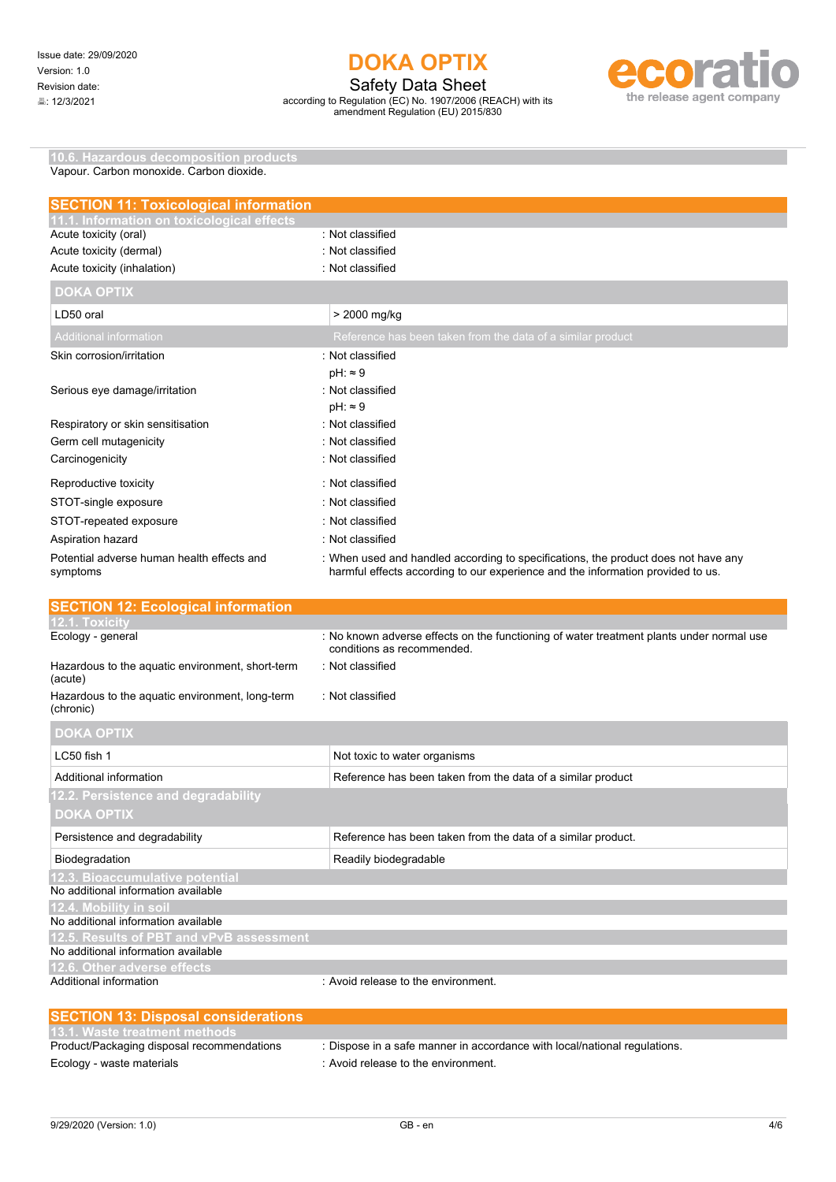### 10.6. Hazardous decomposition products

Vapour. Carbon monoxide. Carbon dioxide.

## SECTION 11: Toxicological information

### 11.1. Information on toxicological effects

| | |
|---|---|
| Acute toxicity (oral) | : Not classified |
| Acute toxicity (dermal) | : Not classified |
| Acute toxicity (inhalation) | : Not classified |

| DOKA OPTIX | |
|---|---|
| LD50 oral | > 2000 mg/kg |
| Additional information | Reference has been taken from the data of a similar product |

| | |
|---|---|
| Skin corrosion/irritation | : Not classified<br>pH: ≈ 9 |
| Serious eye damage/irritation | : Not classified<br>pH: ≈ 9 |
| Respiratory or skin sensitisation | : Not classified |
| Germ cell mutagenicity | : Not classified |
| Carcinogenicity | : Not classified |
| Reproductive toxicity | : Not classified |
| STOT-single exposure | : Not classified |
| STOT-repeated exposure | : Not classified |
| Aspiration hazard | : Not classified |
| Potential adverse human health effects and symptoms | : When used and handled according to specifications, the product does not have any harmful effects according to our experience and the information provided to us. |

## SECTION 12: Ecological information

### 12.1. Toxicity

| | |
|---|---|
| Ecology - general | : No known adverse effects on the functioning of water treatment plants under normal use conditions as recommended. |
| Hazardous to the aquatic environment, short-term (acute) | : Not classified |
| Hazardous to the aquatic environment, long-term (chronic) | : Not classified |

| DOKA OPTIX | |
|---|---|
| LC50 fish 1 | Not toxic to water organisms |
| Additional information | Reference has been taken from the data of a similar product |

### 12.2. Persistence and degradability

| DOKA OPTIX | |
|---|---|
| Persistence and degradability | Reference has been taken from the data of a similar product. |
| Biodegradation | Readily biodegradable |

### 12.3. Bioaccumulative potential

No additional information available

### 12.4. Mobility in soil

No additional information available

### 12.5. Results of PBT and vPvB assessment

No additional information available

### 12.6. Other adverse effects

| | |
|---|---|
| Additional information | : Avoid release to the environment. |

## SECTION 13: Disposal considerations

### 13.1. Waste treatment methods

| | |
|---|---|
| Product/Packaging disposal recommendations | : Dispose in a safe manner in accordance with local/national regulations. |
| Ecology - waste materials | : Avoid release to the environment. |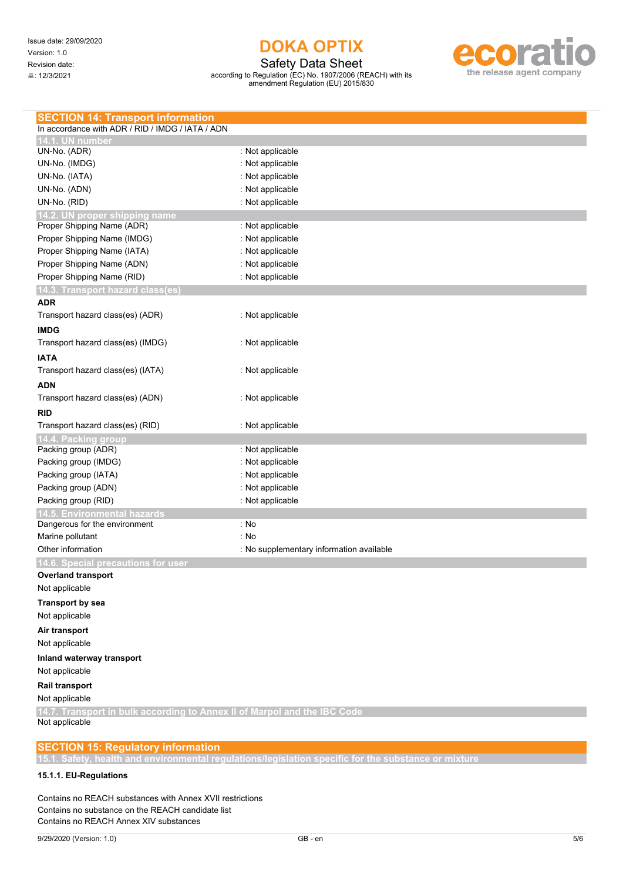## SECTION 14: Transport information

In accordance with ADR / RID / IMDG / IATA / ADN

### 14.1. UN number

| | |
|---|---|
| UN-No. (ADR) | : Not applicable |
| UN-No. (IMDG) | : Not applicable |
| UN-No. (IATA) | : Not applicable |
| UN-No. (ADN) | : Not applicable |
| UN-No. (RID) | : Not applicable |

### 14.2. UN proper shipping name

| | |
|---|---|
| Proper Shipping Name (ADR) | : Not applicable |
| Proper Shipping Name (IMDG) | : Not applicable |
| Proper Shipping Name (IATA) | : Not applicable |
| Proper Shipping Name (ADN) | : Not applicable |
| Proper Shipping Name (RID) | : Not applicable |

### 14.3. Transport hazard class(es)

**ADR**

| | |
|---|---|
| Transport hazard class(es) (ADR) | : Not applicable |

**IMDG**

| | |
|---|---|
| Transport hazard class(es) (IMDG) | : Not applicable |

**IATA**

| | |
|---|---|
| Transport hazard class(es) (IATA) | : Not applicable |

**ADN**

| | |
|---|---|
| Transport hazard class(es) (ADN) | : Not applicable |

**RID**

| | |
|---|---|
| Transport hazard class(es) (RID) | : Not applicable |

### 14.4. Packing group

| | |
|---|---|
| Packing group (ADR) | : Not applicable |
| Packing group (IMDG) | : Not applicable |
| Packing group (IATA) | : Not applicable |
| Packing group (ADN) | : Not applicable |
| Packing group (RID) | : Not applicable |

### 14.5. Environmental hazards

| | |
|---|---|
| Dangerous for the environment | : No |
| Marine pollutant | : No |
| Other information | : No supplementary information available |

### 14.6. Special precautions for user

**Overland transport**

Not applicable

**Transport by sea**

Not applicable

**Air transport**

Not applicable

**Inland waterway transport**

Not applicable

**Rail transport**

Not applicable

### 14.7. Transport in bulk according to Annex II of Marpol and the IBC Code

Not applicable

## SECTION 15: Regulatory information

### 15.1. Safety, health and environmental regulations/legislation specific for the substance or mixture

#### 15.1.1. EU-Regulations

Contains no REACH substances with Annex XVII restrictions
Contains no substance on the REACH candidate list
Contains no REACH Annex XIV substances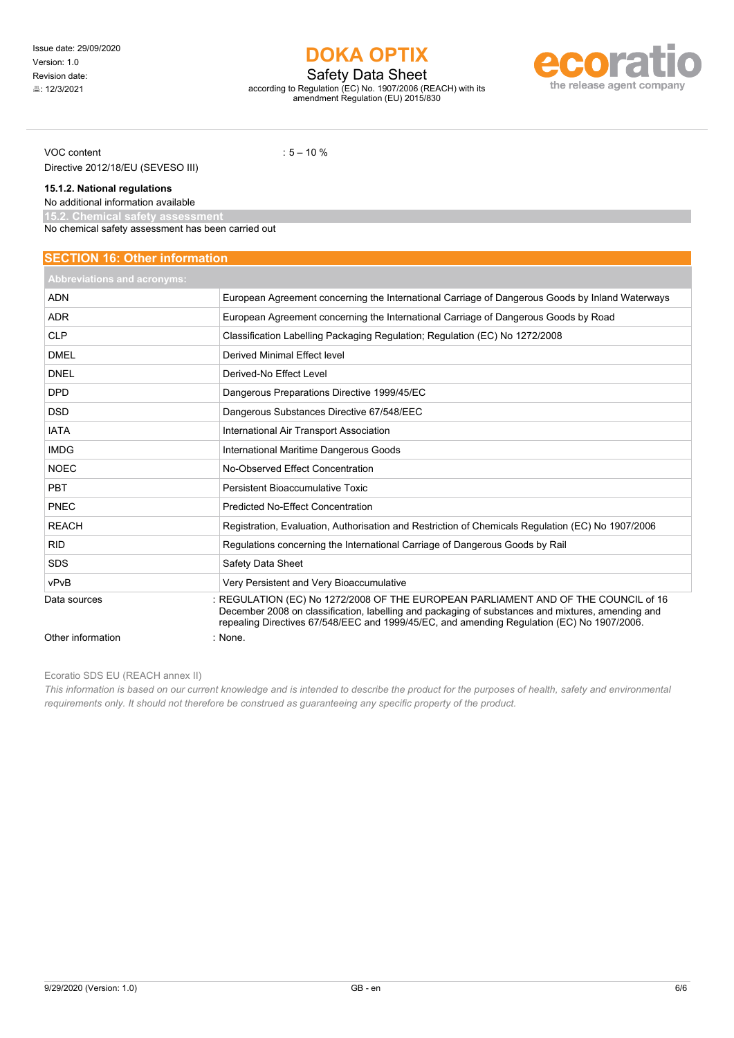VOC content : 5 – 10 %

Directive 2012/18/EU (SEVESO III)

**15.1.2. National regulations**

No additional information available

### 15.2. Chemical safety assessment

No chemical safety assessment has been carried out

## SECTION 16: Other information

| Abbreviations and acronyms: | |
|---|---|
| ADN | European Agreement concerning the International Carriage of Dangerous Goods by Inland Waterways |
| ADR | European Agreement concerning the International Carriage of Dangerous Goods by Road |
| CLP | Classification Labelling Packaging Regulation; Regulation (EC) No 1272/2008 |
| DMEL | Derived Minimal Effect level |
| DNEL | Derived-No Effect Level |
| DPD | Dangerous Preparations Directive 1999/45/EC |
| DSD | Dangerous Substances Directive 67/548/EEC |
| IATA | International Air Transport Association |
| IMDG | International Maritime Dangerous Goods |
| NOEC | No-Observed Effect Concentration |
| PBT | Persistent Bioaccumulative Toxic |
| PNEC | Predicted No-Effect Concentration |
| REACH | Registration, Evaluation, Authorisation and Restriction of Chemicals Regulation (EC) No 1907/2006 |
| RID | Regulations concerning the International Carriage of Dangerous Goods by Rail |
| SDS | Safety Data Sheet |
| vPvB | Very Persistent and Very Bioaccumulative |

Data sources : REGULATION (EC) No 1272/2008 OF THE EUROPEAN PARLIAMENT AND OF THE COUNCIL of 16 December 2008 on classification, labelling and packaging of substances and mixtures, amending and repealing Directives 67/548/EEC and 1999/45/EC, and amending Regulation (EC) No 1907/2006.

Other information : None.

Ecoratio SDS EU (REACH annex II)

*This information is based on our current knowledge and is intended to describe the product for the purposes of health, safety and environmental requirements only. It should not therefore be construed as guaranteeing any specific property of the product.*